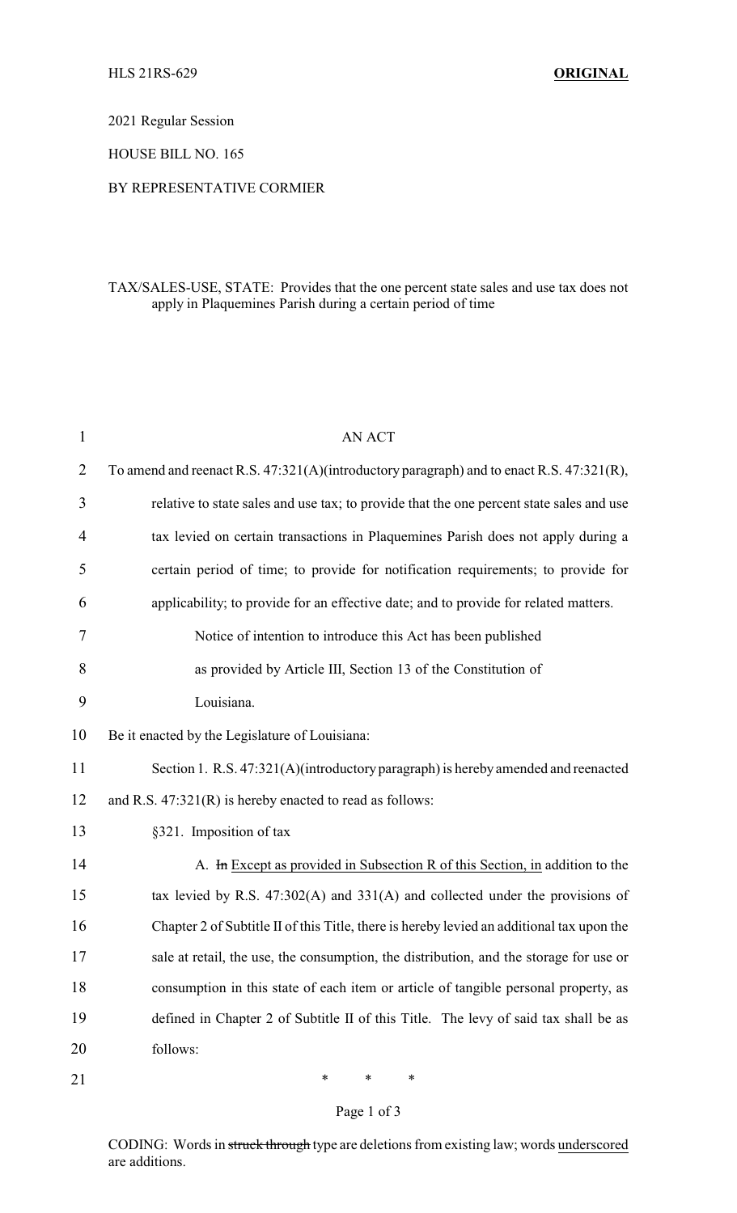HLS 21RS-629 **ORIGINAL**

2021 Regular Session

HOUSE BILL NO. 165

BY REPRESENTATIVE CORMIER

TAX/SALES-USE, STATE: Provides that the one percent state sales and use tax does not apply in Plaquemines Parish during a certain period of time

AN ACT

To amend and reenact R.S. 47:321(A)(introductory paragraph) and to enact R.S. 47:321(R), relative to state sales and use tax; to provide that the one percent state sales and use tax levied on certain transactions in Plaquemines Parish does not apply during a certain period of time; to provide for notification requirements; to provide for applicability; to provide for an effective date; and to provide for related matters.

Notice of intention to introduce this Act has been published as provided by Article III, Section 13 of the Constitution of Louisiana.

Be it enacted by the Legislature of Louisiana:

Section 1. R.S. 47:321(A)(introductory paragraph) is hereby amended and reenacted and R.S. 47:321(R) is hereby enacted to read as follows:

§321. Imposition of tax

A. ~~In~~ Except as provided in Subsection R of this Section, in addition to the tax levied by R.S. 47:302(A) and 331(A) and collected under the provisions of Chapter 2 of Subtitle II of this Title, there is hereby levied an additional tax upon the sale at retail, the use, the consumption, the distribution, and the storage for use or consumption in this state of each item or article of tangible personal property, as defined in Chapter 2 of Subtitle II of this Title. The levy of said tax shall be as follows:

\* \* \*

CODING: Words in ~~struck through~~ type are deletions from existing law; words underscored are additions.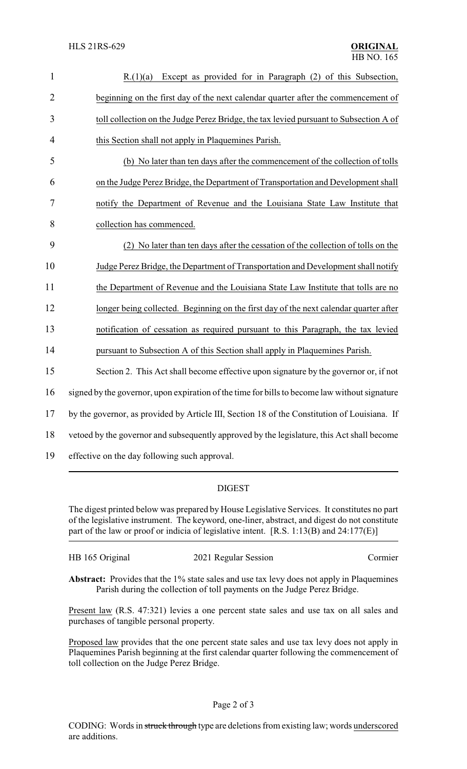R.(1)(a) Except as provided for in Paragraph (2) of this Subsection, beginning on the first day of the next calendar quarter after the commencement of toll collection on the Judge Perez Bridge, the tax levied pursuant to Subsection A of this Section shall not apply in Plaquemines Parish.

(b) No later than ten days after the commencement of the collection of tolls on the Judge Perez Bridge, the Department of Transportation and Development shall notify the Department of Revenue and the Louisiana State Law Institute that collection has commenced.

(2) No later than ten days after the cessation of the collection of tolls on the Judge Perez Bridge, the Department of Transportation and Development shall notify the Department of Revenue and the Louisiana State Law Institute that tolls are no longer being collected. Beginning on the first day of the next calendar quarter after notification of cessation as required pursuant to this Paragraph, the tax levied pursuant to Subsection A of this Section shall apply in Plaquemines Parish.

Section 2. This Act shall become effective upon signature by the governor or, if not signed by the governor, upon expiration of the time for bills to become law without signature by the governor, as provided by Article III, Section 18 of the Constitution of Louisiana. If vetoed by the governor and subsequently approved by the legislature, this Act shall become effective on the day following such approval.

## DIGEST

The digest printed below was prepared by House Legislative Services. It constitutes no part of the legislative instrument. The keyword, one-liner, abstract, and digest do not constitute part of the law or proof or indicia of legislative intent. [R.S. 1:13(B) and 24:177(E)]

HB 165 Original — 2021 Regular Session — Cormier

**Abstract:** Provides that the 1% state sales and use tax levy does not apply in Plaquemines Parish during the collection of toll payments on the Judge Perez Bridge.

Present law (R.S. 47:321) levies a one percent state sales and use tax on all sales and purchases of tangible personal property.

Proposed law provides that the one percent state sales and use tax levy does not apply in Plaquemines Parish beginning at the first calendar quarter following the commencement of toll collection on the Judge Perez Bridge.

CODING: Words in ~~struck through~~ type are deletions from existing law; words underscored are additions.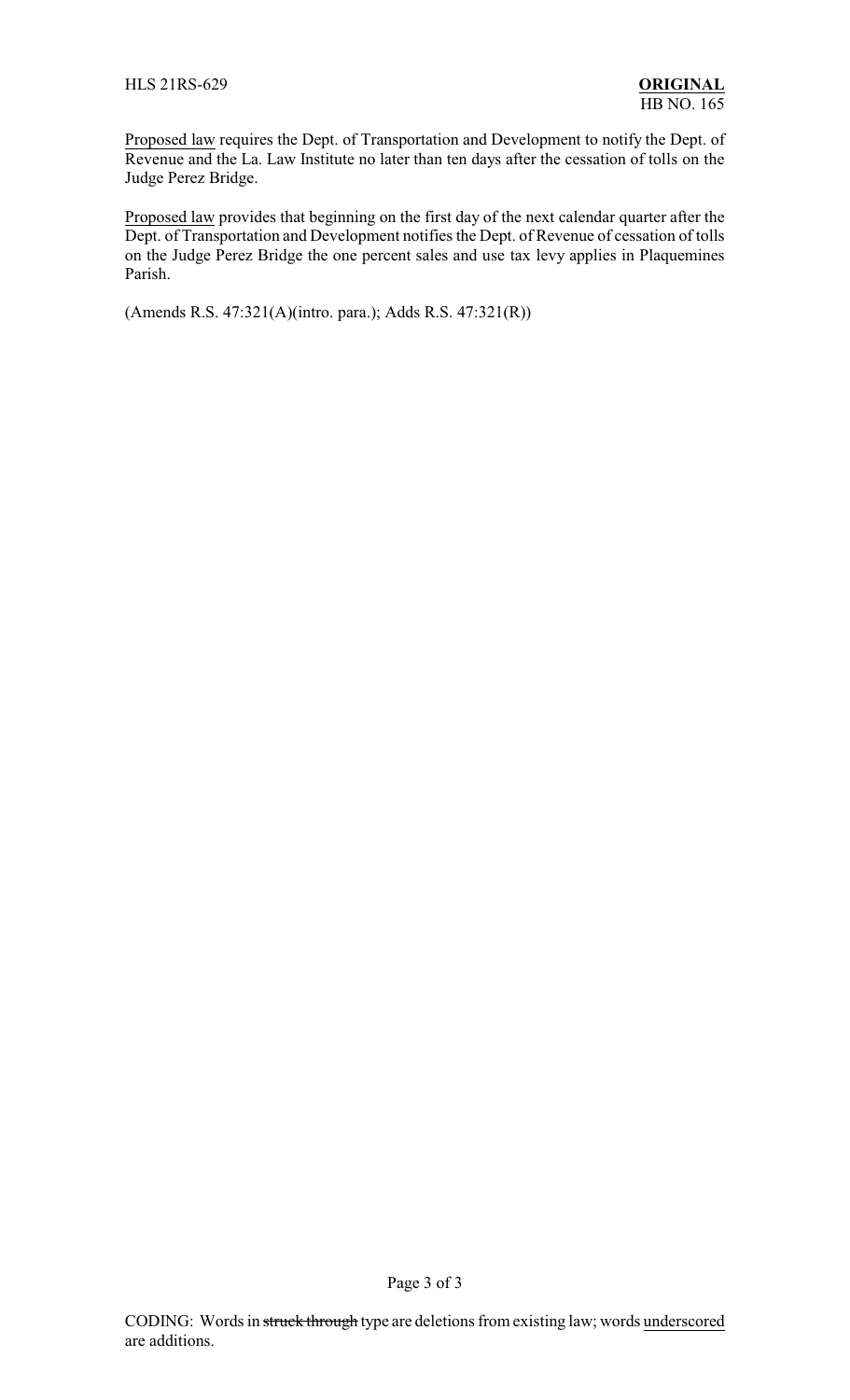Proposed law requires the Dept. of Transportation and Development to notify the Dept. of Revenue and the La. Law Institute no later than ten days after the cessation of tolls on the Judge Perez Bridge.

Proposed law provides that beginning on the first day of the next calendar quarter after the Dept. of Transportation and Development notifies the Dept. of Revenue of cessation of tolls on the Judge Perez Bridge the one percent sales and use tax levy applies in Plaquemines Parish.

(Amends R.S. 47:321(A)(intro. para.); Adds R.S. 47:321(R))